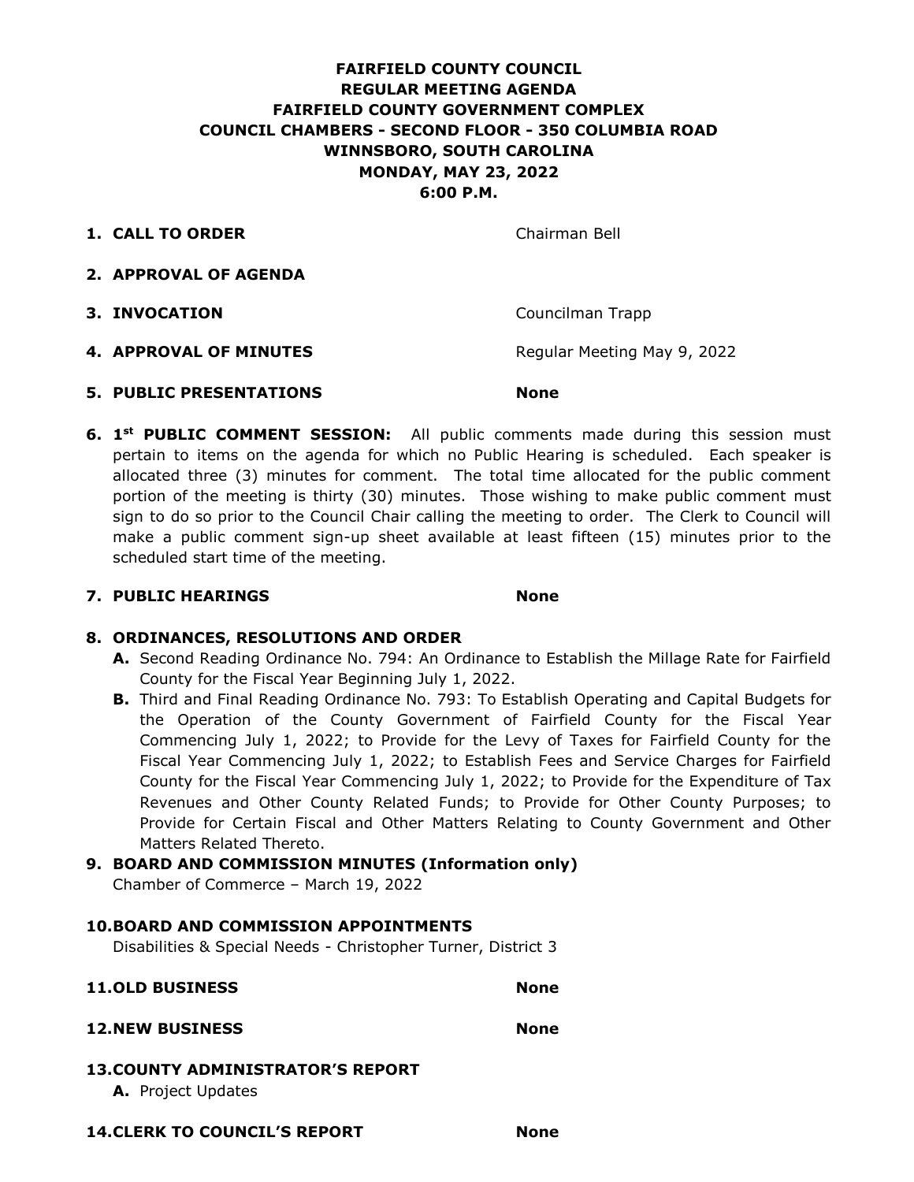**FAIRFIELD COUNTY COUNCIL**
**REGULAR MEETING AGENDA**
**FAIRFIELD COUNTY GOVERNMENT COMPLEX**
**COUNCIL CHAMBERS - SECOND FLOOR - 350 COLUMBIA ROAD**
**WINNSBORO, SOUTH CAROLINA**
**MONDAY, MAY 23, 2022**
**6:00 P.M.**

**1. CALL TO ORDER** Chairman Bell

**2. APPROVAL OF AGENDA**

**3. INVOCATION** Councilman Trapp

**4. APPROVAL OF MINUTES** Regular Meeting May 9, 2022

**5. PUBLIC PRESENTATIONS** **None**

**6. 1st PUBLIC COMMENT SESSION:** All public comments made during this session must pertain to items on the agenda for which no Public Hearing is scheduled. Each speaker is allocated three (3) minutes for comment. The total time allocated for the public comment portion of the meeting is thirty (30) minutes. Those wishing to make public comment must sign to do so prior to the Council Chair calling the meeting to order. The Clerk to Council will make a public comment sign-up sheet available at least fifteen (15) minutes prior to the scheduled start time of the meeting.

**7. PUBLIC HEARINGS** **None**

**8. ORDINANCES, RESOLUTIONS AND ORDER**

**A.** Second Reading Ordinance No. 794: An Ordinance to Establish the Millage Rate for Fairfield County for the Fiscal Year Beginning July 1, 2022.

**B.** Third and Final Reading Ordinance No. 793: To Establish Operating and Capital Budgets for the Operation of the County Government of Fairfield County for the Fiscal Year Commencing July 1, 2022; to Provide for the Levy of Taxes for Fairfield County for the Fiscal Year Commencing July 1, 2022; to Establish Fees and Service Charges for Fairfield County for the Fiscal Year Commencing July 1, 2022; to Provide for the Expenditure of Tax Revenues and Other County Related Funds; to Provide for Other County Purposes; to Provide for Certain Fiscal and Other Matters Relating to County Government and Other Matters Related Thereto.

**9. BOARD AND COMMISSION MINUTES (Information only)**
Chamber of Commerce – March 19, 2022

**10. BOARD AND COMMISSION APPOINTMENTS**
Disabilities & Special Needs - Christopher Turner, District 3

**11. OLD BUSINESS** **None**

**12. NEW BUSINESS** **None**

**13. COUNTY ADMINISTRATOR'S REPORT**

**A.** Project Updates

**14. CLERK TO COUNCIL'S REPORT** **None**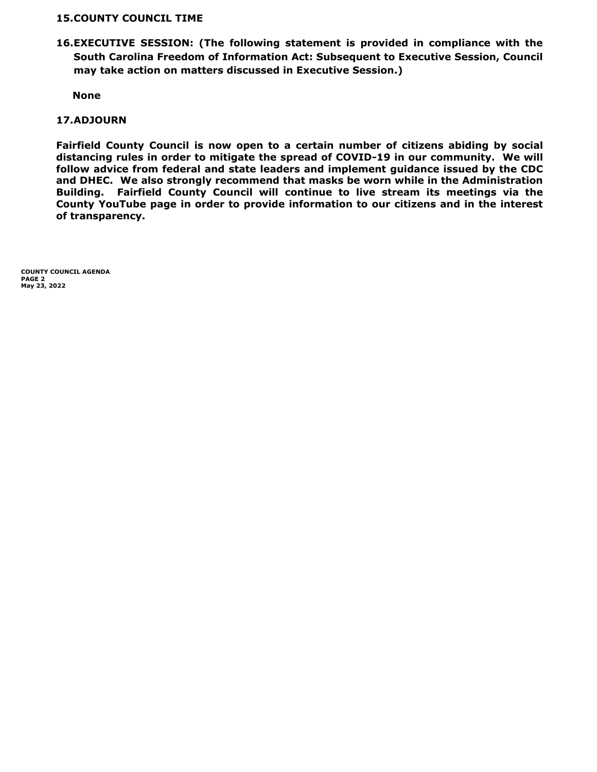**15.COUNTY COUNCIL TIME**

**16.EXECUTIVE SESSION: (The following statement is provided in compliance with the South Carolina Freedom of Information Act: Subsequent to Executive Session, Council may take action on matters discussed in Executive Session.)**

**None**

**17.ADJOURN**

**Fairfield County Council is now open to a certain number of citizens abiding by social distancing rules in order to mitigate the spread of COVID-19 in our community. We will follow advice from federal and state leaders and implement guidance issued by the CDC and DHEC. We also strongly recommend that masks be worn while in the Administration Building. Fairfield County Council will continue to live stream its meetings via the County YouTube page in order to provide information to our citizens and in the interest of transparency.**